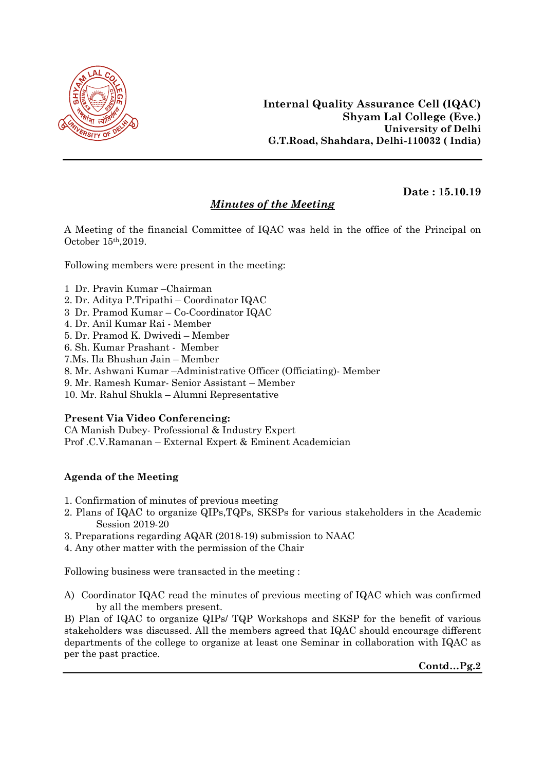**Internal Quality Assurance Cell (IQAC)**
**Shyam Lal College (Eve.)**
**University of Delhi**
**G.T.Road, Shahdara, Delhi-110032 ( India)**

---

**Date : 15.10.19**

## ***Minutes of the Meeting***

A Meeting of the financial Committee of IQAC was held in the office of the Principal on October 15th,2019.

Following members were present in the meeting:

1 Dr. Pravin Kumar –Chairman
2. Dr. Aditya P.Tripathi – Coordinator IQAC
3 Dr. Pramod Kumar – Co-Coordinator IQAC
4. Dr. Anil Kumar Rai - Member
5. Dr. Pramod K. Dwivedi – Member
6. Sh. Kumar Prashant - Member
7.Ms. Ila Bhushan Jain – Member
8. Mr. Ashwani Kumar –Administrative Officer (Officiating)- Member
9. Mr. Ramesh Kumar- Senior Assistant – Member
10. Mr. Rahul Shukla – Alumni Representative

**Present Via Video Conferencing:**
CA Manish Dubey- Professional & Industry Expert
Prof .C.V.Ramanan – External Expert & Eminent Academician

**Agenda of the Meeting**

1. Confirmation of minutes of previous meeting
2. Plans of IQAC to organize QIPs,TQPs, SKSPs for various stakeholders in the Academic Session 2019-20
3. Preparations regarding AQAR (2018-19) submission to NAAC
4. Any other matter with the permission of the Chair

Following business were transacted in the meeting :

A) Coordinator IQAC read the minutes of previous meeting of IQAC which was confirmed by all the members present.

B) Plan of IQAC to organize QIPs/ TQP Workshops and SKSP for the benefit of various stakeholders was discussed. All the members agreed that IQAC should encourage different departments of the college to organize at least one Seminar in collaboration with IQAC as per the past practice.

**Contd…Pg.2**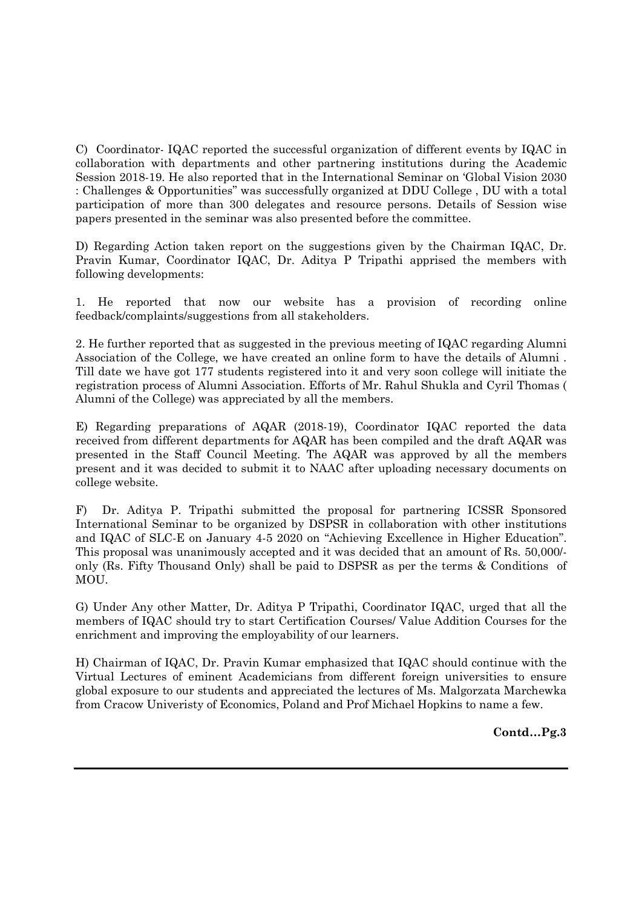C) Coordinator- IQAC reported the successful organization of different events by IQAC in collaboration with departments and other partnering institutions during the Academic Session 2018-19. He also reported that in the International Seminar on 'Global Vision 2030 : Challenges & Opportunities" was successfully organized at DDU College , DU with a total participation of more than 300 delegates and resource persons. Details of Session wise papers presented in the seminar was also presented before the committee.

D) Regarding Action taken report on the suggestions given by the Chairman IQAC, Dr. Pravin Kumar, Coordinator IQAC, Dr. Aditya P Tripathi apprised the members with following developments:

1. He reported that now our website has a provision of recording online feedback/complaints/suggestions from all stakeholders.

2. He further reported that as suggested in the previous meeting of IQAC regarding Alumni Association of the College, we have created an online form to have the details of Alumni . Till date we have got 177 students registered into it and very soon college will initiate the registration process of Alumni Association. Efforts of Mr. Rahul Shukla and Cyril Thomas ( Alumni of the College) was appreciated by all the members.

E) Regarding preparations of AQAR (2018-19), Coordinator IQAC reported the data received from different departments for AQAR has been compiled and the draft AQAR was presented in the Staff Council Meeting. The AQAR was approved by all the members present and it was decided to submit it to NAAC after uploading necessary documents on college website.

F) Dr. Aditya P. Tripathi submitted the proposal for partnering ICSSR Sponsored International Seminar to be organized by DSPSR in collaboration with other institutions and IQAC of SLC-E on January 4-5 2020 on "Achieving Excellence in Higher Education". This proposal was unanimously accepted and it was decided that an amount of Rs. 50,000/- only (Rs. Fifty Thousand Only) shall be paid to DSPSR as per the terms & Conditions of MOU.

G) Under Any other Matter, Dr. Aditya P Tripathi, Coordinator IQAC, urged that all the members of IQAC should try to start Certification Courses/ Value Addition Courses for the enrichment and improving the employability of our learners.

H) Chairman of IQAC, Dr. Pravin Kumar emphasized that IQAC should continue with the Virtual Lectures of eminent Academicians from different foreign universities to ensure global exposure to our students and appreciated the lectures of Ms. Malgorzata Marchewka from Cracow Univeristy of Economics, Poland and Prof Michael Hopkins to name a few.

**Contd…Pg.3**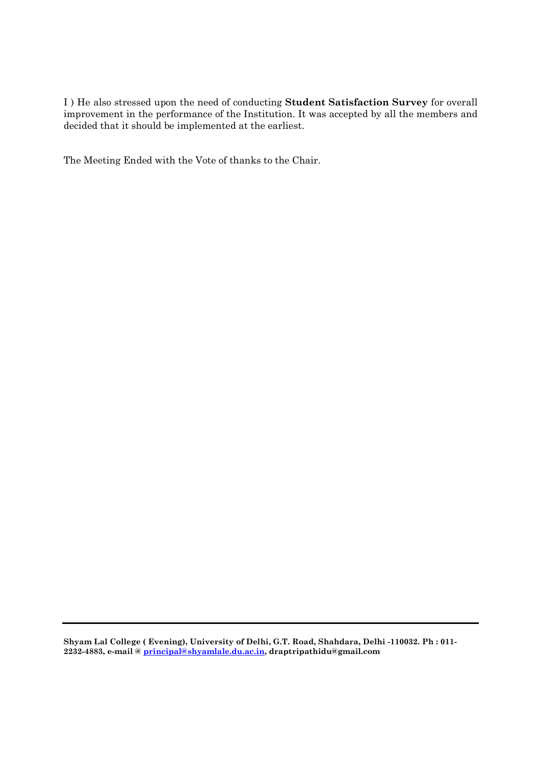I ) He also stressed upon the need of conducting **Student Satisfaction Survey** for overall improvement in the performance of the Institution. It was accepted by all the members and decided that it should be implemented at the earliest.

The Meeting Ended with the Vote of thanks to the Chair.